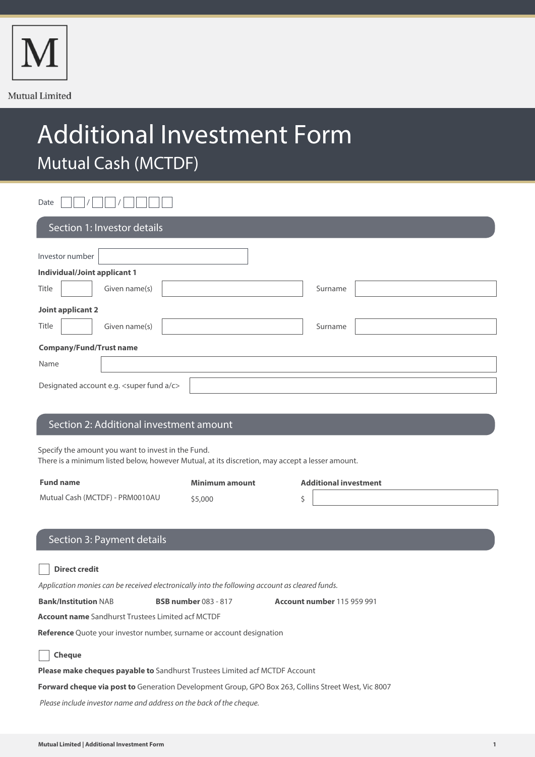M

Mutual Limited

# Additional Investment Form

## Mutual Cash (MCTDF)

Date ☐☐ / ☐☐ / ☐☐☐☐

## Section 1: Investor details

Investor number

**Individual/Joint applicant 1**

Title | Given name(s) | Surname

**Joint applicant 2**

Title | Given name(s) | Surname

**Company/Fund/Trust name**

Name

Designated account e.g. <super fund a/c>

## Section 2: Additional investment amount

Specify the amount you want to invest in the Fund.
There is a minimum listed below, however Mutual, at its discretion, may accept a lesser amount.

| Fund name | Minimum amount | Additional investment |
|---|---|---|
| Mutual Cash (MCTDF) - PRM0010AU | $5,000 | $ |

## Section 3: Payment details

☐ **Direct credit**

*Application monies can be received electronically into the following account as cleared funds.*

**Bank/Institution** NAB **BSB number** 083 - 817 **Account number** 115 959 991

**Account name** Sandhurst Trustees Limited acf MCTDF

**Reference** Quote your investor number, surname or account designation

☐ **Cheque**

**Please make cheques payable to** Sandhurst Trustees Limited acf MCTDF Account

**Forward cheque via post to** Generation Development Group, GPO Box 263, Collins Street West, Vic 8007

*Please include investor name and address on the back of the cheque.*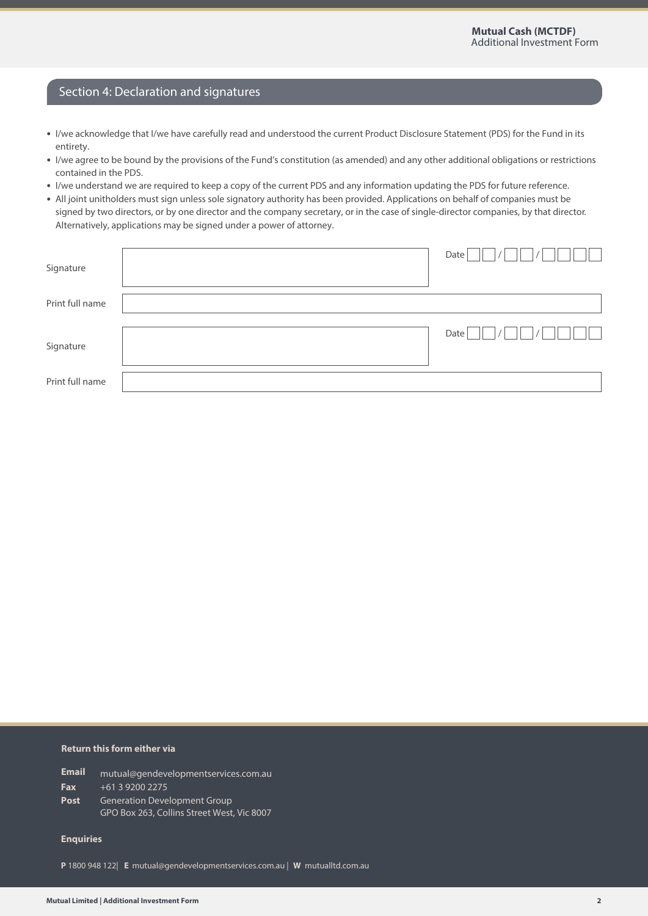## Section 4: Declaration and signatures

- I/we acknowledge that I/we have carefully read and understood the current Product Disclosure Statement (PDS) for the Fund in its entirety.
- I/we agree to be bound by the provisions of the Fund's constitution (as amended) and any other additional obligations or restrictions contained in the PDS.
- I/we understand we are required to keep a copy of the current PDS and any information updating the PDS for future reference.
- All joint unitholders must sign unless sole signatory authority has been provided. Applications on behalf of companies must be signed by two directors, or by one director and the company secretary, or in the case of single-director companies, by that director. Alternatively, applications may be signed under a power of attorney.

Signature _______________ Date __ __ / __ __ / __ __ __ __

Print full name _______________

Signature _______________ Date __ __ / __ __ / __ __ __ __

Print full name _______________

**Return this form either via**

**Email** mutual@gendevelopmentservices.com.au
**Fax** +61 3 9200 2275
**Post** Generation Development Group
GPO Box 263, Collins Street West, Vic 8007

**Enquiries**

**P** 1800 948 122| **E** mutual@gendevelopmentservices.com.au | **W** mutualltd.com.au